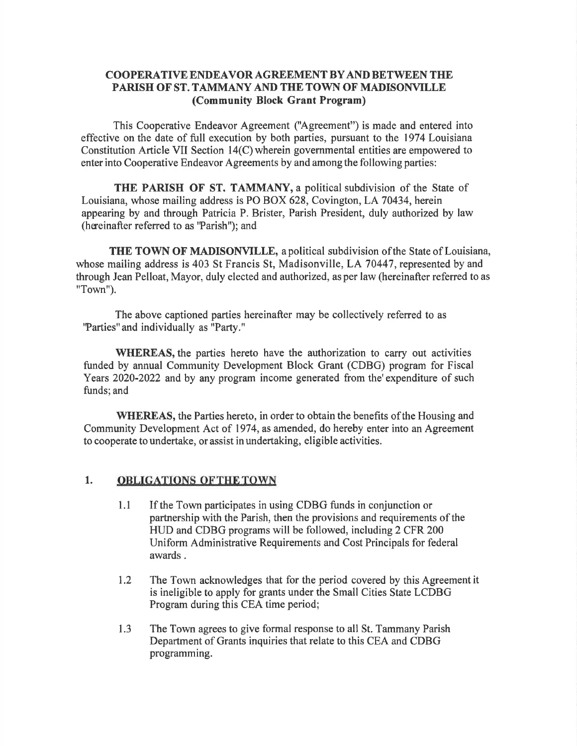**COOPERATIVE ENDEAVOR AGREEMENT BY AND BETWEEN THE PARISH OF ST. TAMMANY AND THE TOWN OF MADISONVILLE (Community Block Grant Program)**

This Cooperative Endeavor Agreement ("Agreement") is made and entered into effective on the date of full execution by both parties, pursuant to the 1974 Louisiana Constitution Article VII Section 14(C) wherein governmental entities are empowered to enter into Cooperative Endeavor Agreements by and among the following parties:

**THE PARISH OF ST. TAMMANY,** a political subdivision of the State of Louisiana, whose mailing address is PO BOX 628, Covington, LA 70434, herein appearing by and through Patricia P. Brister, Parish President, duly authorized by law (hereinafter referred to as "Parish"); and

**THE TOWN OF MADISONVILLE,** a political subdivision of the State of Louisiana, whose mailing address is 403 St Francis St, Madisonville, LA 70447, represented by and through Jean Pelloat, Mayor, duly elected and authorized, as per law (hereinafter referred to as "Town").

The above captioned parties hereinafter may be collectively referred to as "Parties" and individually as "Party."

**WHEREAS,** the parties hereto have the authorization to carry out activities funded by annual Community Development Block Grant (CDBG) program for Fiscal Years 2020-2022 and by any program income generated from the' expenditure of such funds; and

**WHEREAS,** the Parties hereto, in order to obtain the benefits of the Housing and Community Development Act of 1974, as amended, do hereby enter into an Agreement to cooperate to undertake, or assist in undertaking, eligible activities.

## 1. OBLIGATIONS OF THE TOWN

1.1 If the Town participates in using CDBG funds in conjunction or partnership with the Parish, then the provisions and requirements of the HUD and CDBG programs will be followed, including 2 CFR 200 Uniform Administrative Requirements and Cost Principals for federal awards .

1.2 The Town acknowledges that for the period covered by this Agreement it is ineligible to apply for grants under the Small Cities State LCDBG Program during this CEA time period;

1.3 The Town agrees to give formal response to all St. Tammany Parish Department of Grants inquiries that relate to this CEA and CDBG programming.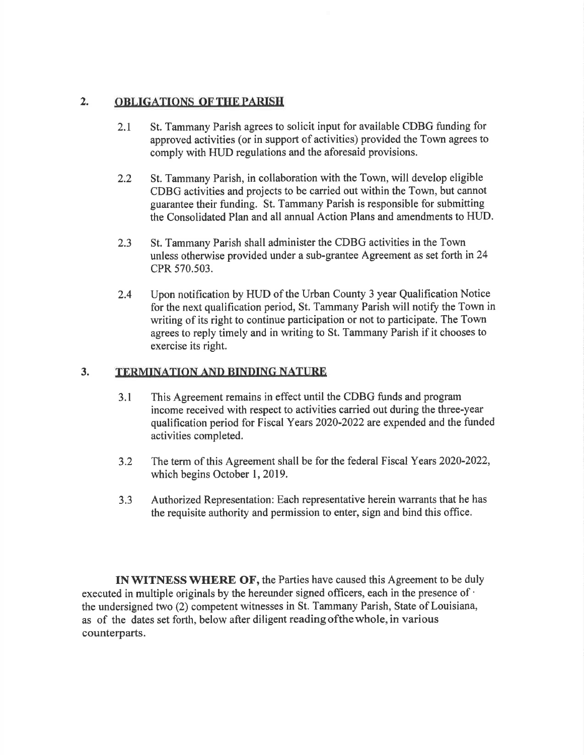## 2. OBLIGATIONS OF THE PARISH

2.1 St. Tammany Parish agrees to solicit input for available CDBG funding for approved activities (or in support of activities) provided the Town agrees to comply with HUD regulations and the aforesaid provisions.

2.2 St. Tammany Parish, in collaboration with the Town, will develop eligible CDBG activities and projects to be carried out within the Town, but cannot guarantee their funding. St. Tammany Parish is responsible for submitting the Consolidated Plan and all annual Action Plans and amendments to HUD.

2.3 St. Tammany Parish shall administer the CDBG activities in the Town unless otherwise provided under a sub-grantee Agreement as set forth in 24 CPR 570.503.

2.4 Upon notification by HUD of the Urban County 3 year Qualification Notice for the next qualification period, St. Tammany Parish will notify the Town in writing of its right to continue participation or not to participate. The Town agrees to reply timely and in writing to St. Tammany Parish if it chooses to exercise its right.

## 3. TERMINATION AND BINDING NATURE

3.1 This Agreement remains in effect until the CDBG funds and program income received with respect to activities carried out during the three-year qualification period for Fiscal Years 2020-2022 are expended and the funded activities completed.

3.2 The term of this Agreement shall be for the federal Fiscal Years 2020-2022, which begins October 1, 2019.

3.3 Authorized Representation: Each representative herein warrants that he has the requisite authority and permission to enter, sign and bind this office.

**IN WITNESS WHERE OF,** the Parties have caused this Agreement to be duly executed in multiple originals by the hereunder signed officers, each in the presence of the undersigned two (2) competent witnesses in St. Tammany Parish, State of Louisiana, as of the dates set forth, below after diligent reading of the whole, in various counterparts.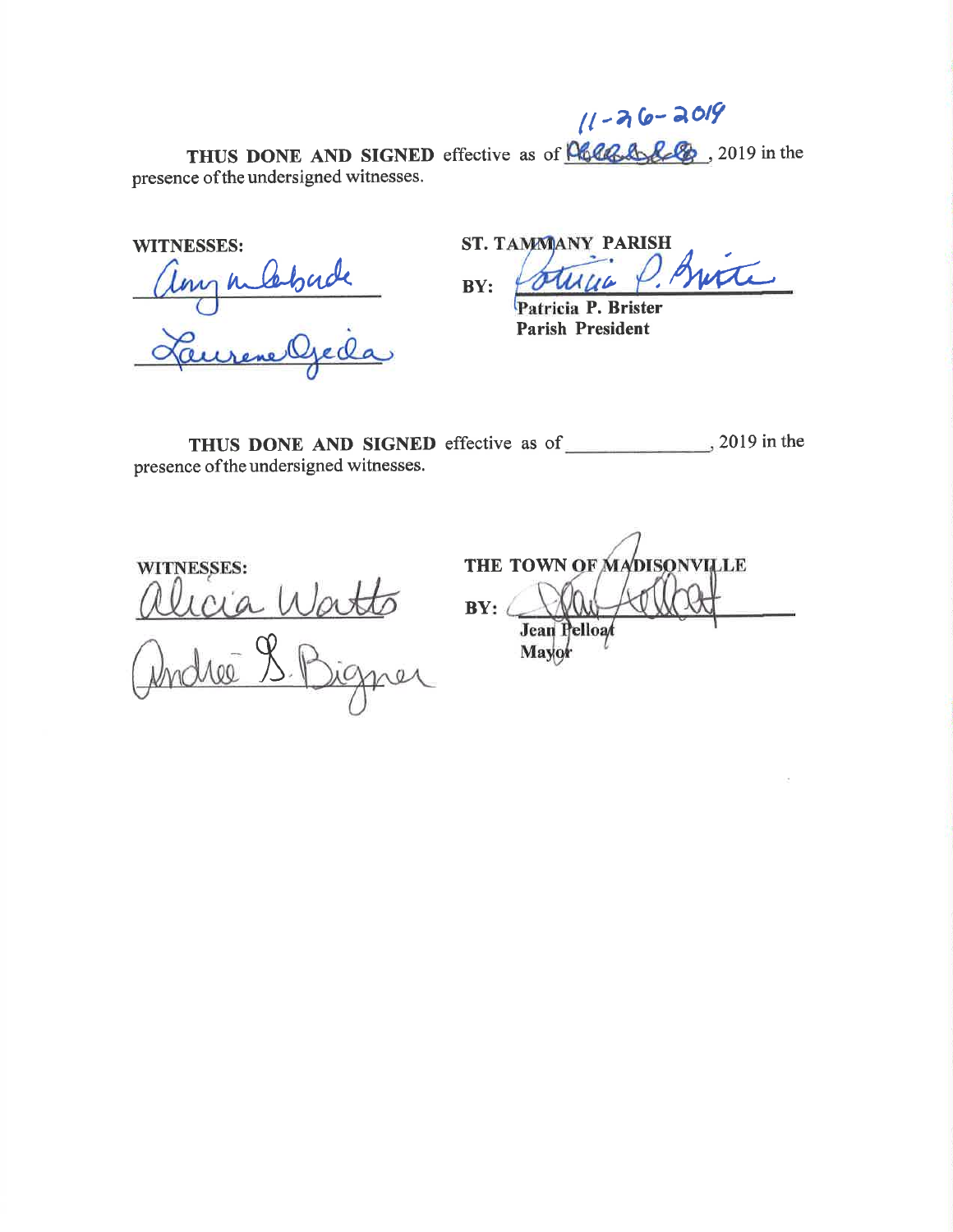11-26-2019

**THUS DONE AND SIGNED** effective as of 11-26-2019, 2019 in the presence of the undersigned witnesses.

**WITNESSES:**

Amy M. Labarde

Laurene Ojeda

**ST. TAMMANY PARISH**

**BY:** Patricia P. Brister

**Patricia P. Brister**
**Parish President**

**THUS DONE AND SIGNED** effective as of ______________, 2019 in the presence of the undersigned witnesses.

**WITNESSES:**

Alicia Watts

Andree S. Bigner

**THE TOWN OF MADISONVILLE**

**BY:** Jean Pelloat

**Jean Pelloat**
**Mayor**